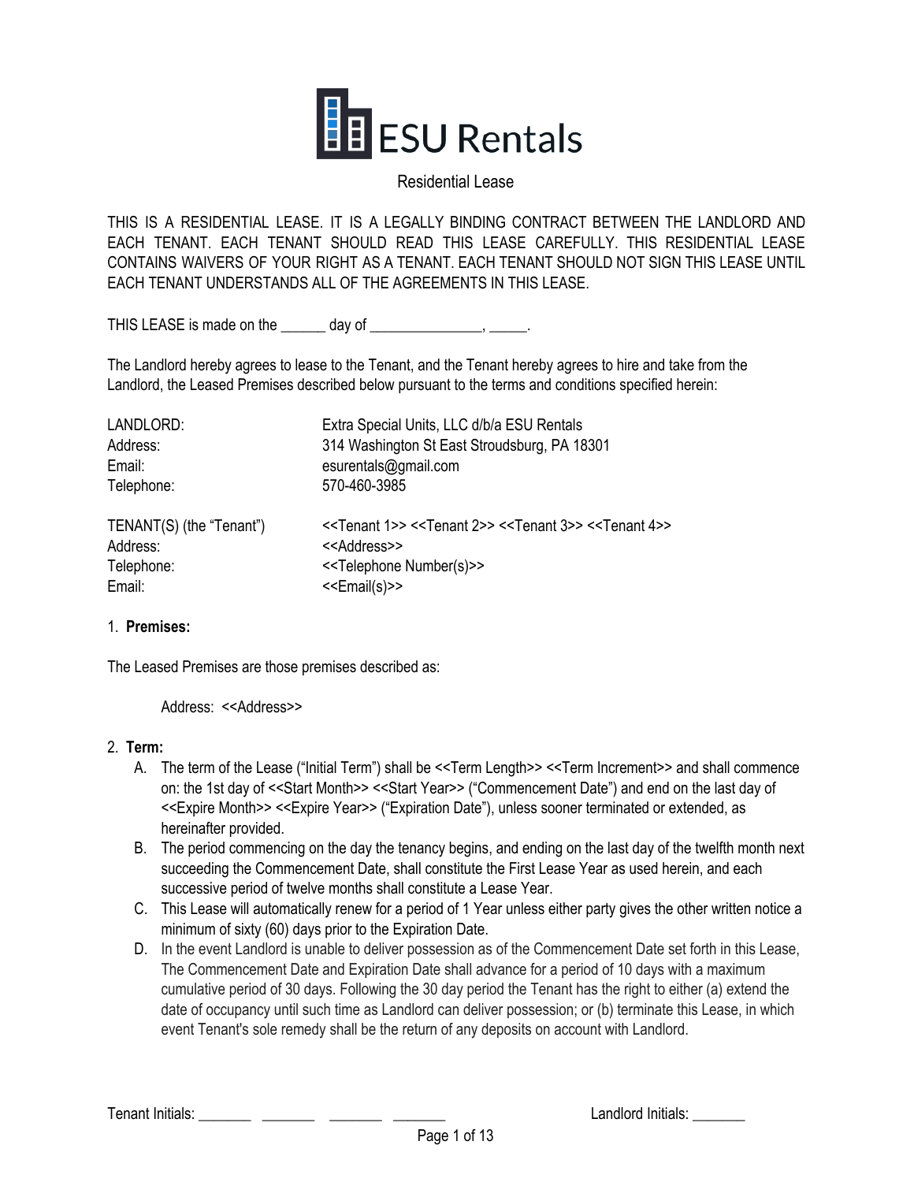# ESU Rentals

Residential Lease

THIS IS A RESIDENTIAL LEASE. IT IS A LEGALLY BINDING CONTRACT BETWEEN THE LANDLORD AND EACH TENANT. EACH TENANT SHOULD READ THIS LEASE CAREFULLY. THIS RESIDENTIAL LEASE CONTAINS WAIVERS OF YOUR RIGHT AS A TENANT. EACH TENANT SHOULD NOT SIGN THIS LEASE UNTIL EACH TENANT UNDERSTANDS ALL OF THE AGREEMENTS IN THIS LEASE.

THIS LEASE is made on the ______ day of _______________, _____.

The Landlord hereby agrees to lease to the Tenant, and the Tenant hereby agrees to hire and take from the Landlord, the Leased Premises described below pursuant to the terms and conditions specified herein:

| | |
|---|---|
| LANDLORD: | Extra Special Units, LLC d/b/a ESU Rentals |
| Address: | 314 Washington St East Stroudsburg, PA 18301 |
| Email: | esurentals@gmail.com |
| Telephone: | 570-460-3985 |
| | |
| TENANT(S) (the "Tenant") | <<Tenant 1>> <<Tenant 2>> <<Tenant 3>> <<Tenant 4>> |
| Address: | <<Address>> |
| Telephone: | <<Telephone Number(s)>> |
| Email: | <<Email(s)>> |

1. **Premises:**

The Leased Premises are those premises described as:

Address: <<Address>>

2. **Term:**
   A. The term of the Lease ("Initial Term") shall be <<Term Length>> <<Term Increment>> and shall commence on: the 1st day of <<Start Month>> <<Start Year>> ("Commencement Date") and end on the last day of <<Expire Month>> <<Expire Year>> ("Expiration Date"), unless sooner terminated or extended, as hereinafter provided.
   B. The period commencing on the day the tenancy begins, and ending on the last day of the twelfth month next succeeding the Commencement Date, shall constitute the First Lease Year as used herein, and each successive period of twelve months shall constitute a Lease Year.
   C. This Lease will automatically renew for a period of 1 Year unless either party gives the other written notice a minimum of sixty (60) days prior to the Expiration Date.
   D. In the event Landlord is unable to deliver possession as of the Commencement Date set forth in this Lease, The Commencement Date and Expiration Date shall advance for a period of 10 days with a maximum cumulative period of 30 days. Following the 30 day period the Tenant has the right to either (a) extend the date of occupancy until such time as Landlord can deliver possession; or (b) terminate this Lease, in which event Tenant's sole remedy shall be the return of any deposits on account with Landlord.

Tenant Initials: _______ _______ _______ _______ Landlord Initials: _______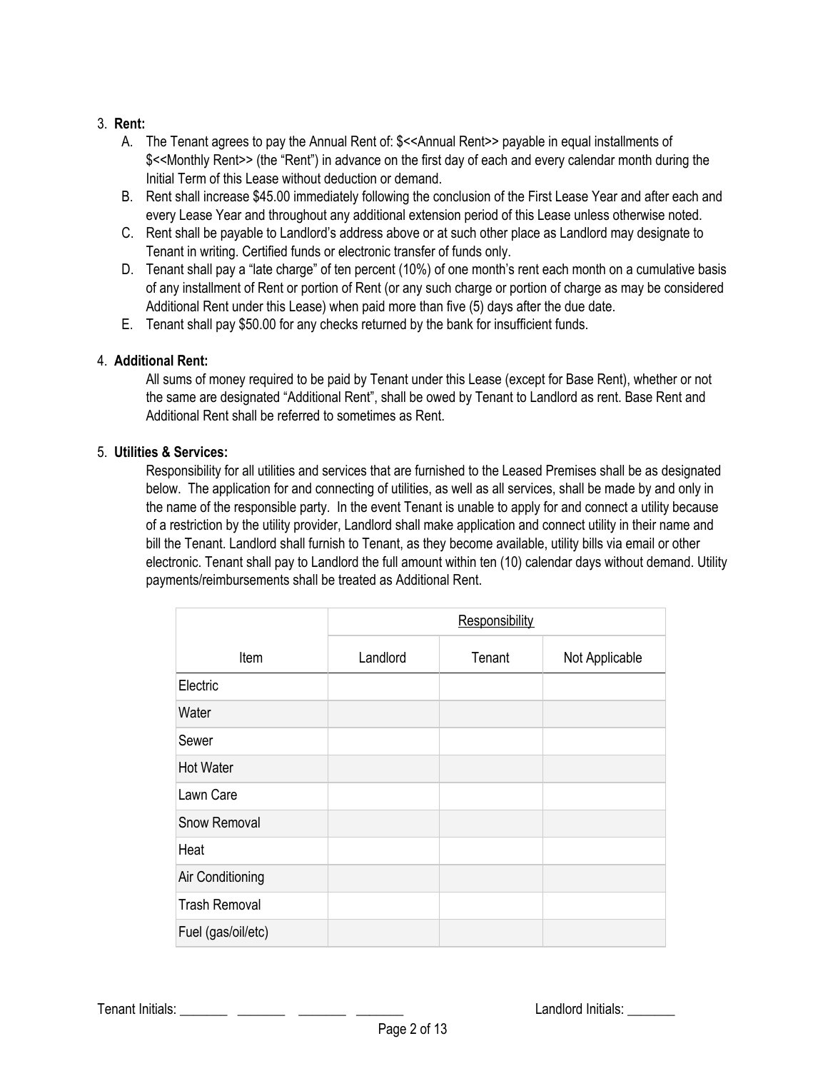3. **Rent:**
   A. The Tenant agrees to pay the Annual Rent of: $<<Annual Rent>> payable in equal installments of $<<Monthly Rent>> (the "Rent") in advance on the first day of each and every calendar month during the Initial Term of this Lease without deduction or demand.
   B. Rent shall increase $45.00 immediately following the conclusion of the First Lease Year and after each and every Lease Year and throughout any additional extension period of this Lease unless otherwise noted.
   C. Rent shall be payable to Landlord's address above or at such other place as Landlord may designate to Tenant in writing. Certified funds or electronic transfer of funds only.
   D. Tenant shall pay a "late charge" of ten percent (10%) of one month's rent each month on a cumulative basis of any installment of Rent or portion of Rent (or any such charge or portion of charge as may be considered Additional Rent under this Lease) when paid more than five (5) days after the due date.
   E. Tenant shall pay $50.00 for any checks returned by the bank for insufficient funds.

4. **Additional Rent:**

   All sums of money required to be paid by Tenant under this Lease (except for Base Rent), whether or not the same are designated "Additional Rent", shall be owed by Tenant to Landlord as rent. Base Rent and Additional Rent shall be referred to sometimes as Rent.

5. **Utilities & Services:**

   Responsibility for all utilities and services that are furnished to the Leased Premises shall be as designated below. The application for and connecting of utilities, as well as all services, shall be made by and only in the name of the responsible party. In the event Tenant is unable to apply for and connect a utility because of a restriction by the utility provider, Landlord shall make application and connect utility in their name and bill the Tenant. Landlord shall furnish to Tenant, as they become available, utility bills via email or other electronic. Tenant shall pay to Landlord the full amount within ten (10) calendar days without demand. Utility payments/reimbursements shall be treated as Additional Rent.

| | Responsibility | | |
|---|---|---|---|
| Item | Landlord | Tenant | Not Applicable |
| Electric | | | |
| Water | | | |
| Sewer | | | |
| Hot Water | | | |
| Lawn Care | | | |
| Snow Removal | | | |
| Heat | | | |
| Air Conditioning | | | |
| Trash Removal | | | |
| Fuel (gas/oil/etc) | | | |

Tenant Initials: _______ _______ _______ _______ Landlord Initials: _______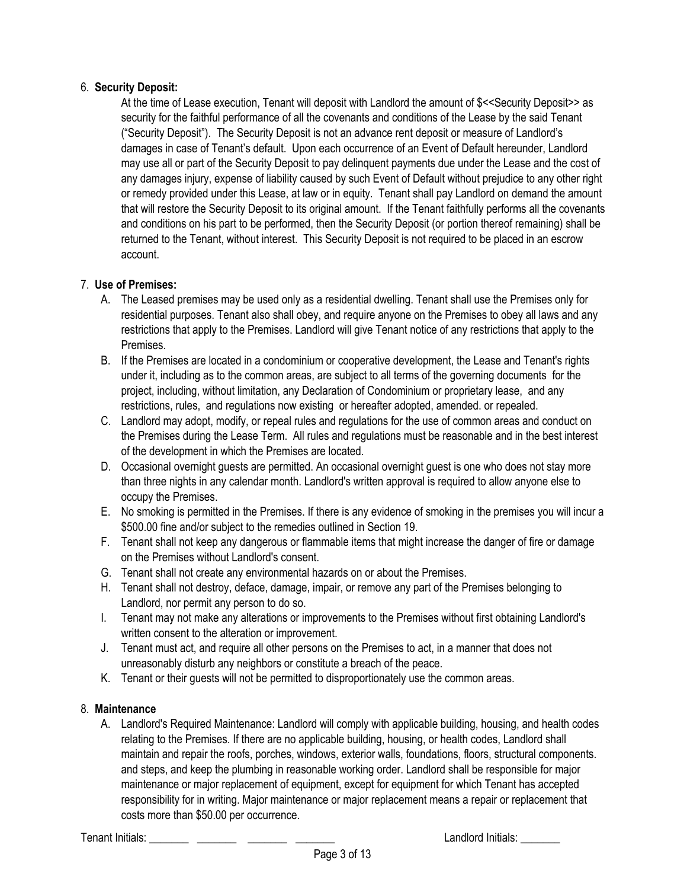6. **Security Deposit:**

   At the time of Lease execution, Tenant will deposit with Landlord the amount of $<<Security Deposit>> as security for the faithful performance of all the covenants and conditions of the Lease by the said Tenant ("Security Deposit"). The Security Deposit is not an advance rent deposit or measure of Landlord's damages in case of Tenant's default. Upon each occurrence of an Event of Default hereunder, Landlord may use all or part of the Security Deposit to pay delinquent payments due under the Lease and the cost of any damages injury, expense of liability caused by such Event of Default without prejudice to any other right or remedy provided under this Lease, at law or in equity. Tenant shall pay Landlord on demand the amount that will restore the Security Deposit to its original amount. If the Tenant faithfully performs all the covenants and conditions on his part to be performed, then the Security Deposit (or portion thereof remaining) shall be returned to the Tenant, without interest. This Security Deposit is not required to be placed in an escrow account.

7. **Use of Premises:**

   A. The Leased premises may be used only as a residential dwelling. Tenant shall use the Premises only for residential purposes. Tenant also shall obey, and require anyone on the Premises to obey all laws and any restrictions that apply to the Premises. Landlord will give Tenant notice of any restrictions that apply to the Premises.

   B. If the Premises are located in a condominium or cooperative development, the Lease and Tenant's rights under it, including as to the common areas, are subject to all terms of the governing documents for the project, including, without limitation, any Declaration of Condominium or proprietary lease, and any restrictions, rules, and regulations now existing or hereafter adopted, amended. or repealed.

   C. Landlord may adopt, modify, or repeal rules and regulations for the use of common areas and conduct on the Premises during the Lease Term. All rules and regulations must be reasonable and in the best interest of the development in which the Premises are located.

   D. Occasional overnight guests are permitted. An occasional overnight guest is one who does not stay more than three nights in any calendar month. Landlord's written approval is required to allow anyone else to occupy the Premises.

   E. No smoking is permitted in the Premises. If there is any evidence of smoking in the premises you will incur a $500.00 fine and/or subject to the remedies outlined in Section 19.

   F. Tenant shall not keep any dangerous or flammable items that might increase the danger of fire or damage on the Premises without Landlord's consent.

   G. Tenant shall not create any environmental hazards on or about the Premises.

   H. Tenant shall not destroy, deface, damage, impair, or remove any part of the Premises belonging to Landlord, nor permit any person to do so.

   I. Tenant may not make any alterations or improvements to the Premises without first obtaining Landlord's written consent to the alteration or improvement.

   J. Tenant must act, and require all other persons on the Premises to act, in a manner that does not unreasonably disturb any neighbors or constitute a breach of the peace.

   K. Tenant or their guests will not be permitted to disproportionately use the common areas.

8. **Maintenance**

   A. Landlord's Required Maintenance: Landlord will comply with applicable building, housing, and health codes relating to the Premises. If there are no applicable building, housing, or health codes, Landlord shall maintain and repair the roofs, porches, windows, exterior walls, foundations, floors, structural components. and steps, and keep the plumbing in reasonable working order. Landlord shall be responsible for major maintenance or major replacement of equipment, except for equipment for which Tenant has accepted responsibility for in writing. Major maintenance or major replacement means a repair or replacement that costs more than $50.00 per occurrence.

Tenant Initials: _______ _______ _______ _______ Landlord Initials: _______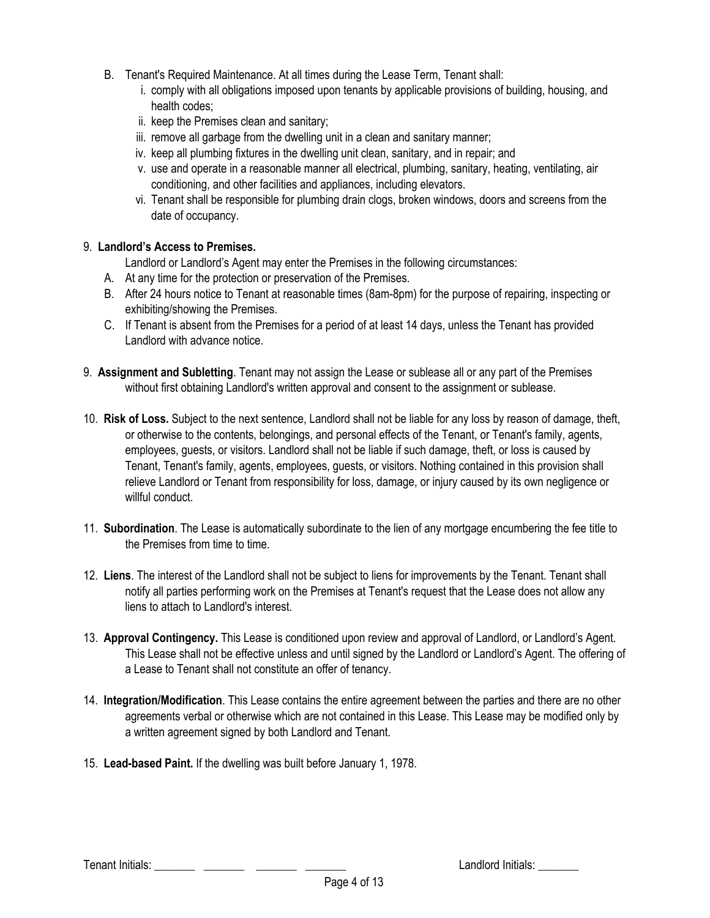B. Tenant's Required Maintenance. At all times during the Lease Term, Tenant shall:
   i. comply with all obligations imposed upon tenants by applicable provisions of building, housing, and health codes;
   ii. keep the Premises clean and sanitary;
   iii. remove all garbage from the dwelling unit in a clean and sanitary manner;
   iv. keep all plumbing fixtures in the dwelling unit clean, sanitary, and in repair; and
   v. use and operate in a reasonable manner all electrical, plumbing, sanitary, heating, ventilating, air conditioning, and other facilities and appliances, including elevators.
   vi. Tenant shall be responsible for plumbing drain clogs, broken windows, doors and screens from the date of occupancy.

9. **Landlord's Access to Premises.**

   Landlord or Landlord's Agent may enter the Premises in the following circumstances:

   A. At any time for the protection or preservation of the Premises.
   B. After 24 hours notice to Tenant at reasonable times (8am-8pm) for the purpose of repairing, inspecting or exhibiting/showing the Premises.
   C. If Tenant is absent from the Premises for a period of at least 14 days, unless the Tenant has provided Landlord with advance notice.

9. **Assignment and Subletting**. Tenant may not assign the Lease or sublease all or any part of the Premises without first obtaining Landlord's written approval and consent to the assignment or sublease.

10. **Risk of Loss.** Subject to the next sentence, Landlord shall not be liable for any loss by reason of damage, theft, or otherwise to the contents, belongings, and personal effects of the Tenant, or Tenant's family, agents, employees, guests, or visitors. Landlord shall not be liable if such damage, theft, or loss is caused by Tenant, Tenant's family, agents, employees, guests, or visitors. Nothing contained in this provision shall relieve Landlord or Tenant from responsibility for loss, damage, or injury caused by its own negligence or willful conduct.

11. **Subordination**. The Lease is automatically subordinate to the lien of any mortgage encumbering the fee title to the Premises from time to time.

12. **Liens**. The interest of the Landlord shall not be subject to liens for improvements by the Tenant. Tenant shall notify all parties performing work on the Premises at Tenant's request that the Lease does not allow any liens to attach to Landlord's interest.

13. **Approval Contingency.** This Lease is conditioned upon review and approval of Landlord, or Landlord's Agent. This Lease shall not be effective unless and until signed by the Landlord or Landlord's Agent. The offering of a Lease to Tenant shall not constitute an offer of tenancy.

14. **Integration/Modification**. This Lease contains the entire agreement between the parties and there are no other agreements verbal or otherwise which are not contained in this Lease. This Lease may be modified only by a written agreement signed by both Landlord and Tenant.

15. **Lead-based Paint.** If the dwelling was built before January 1, 1978.

Tenant Initials: _______ _______ _______ _______ Landlord Initials: _______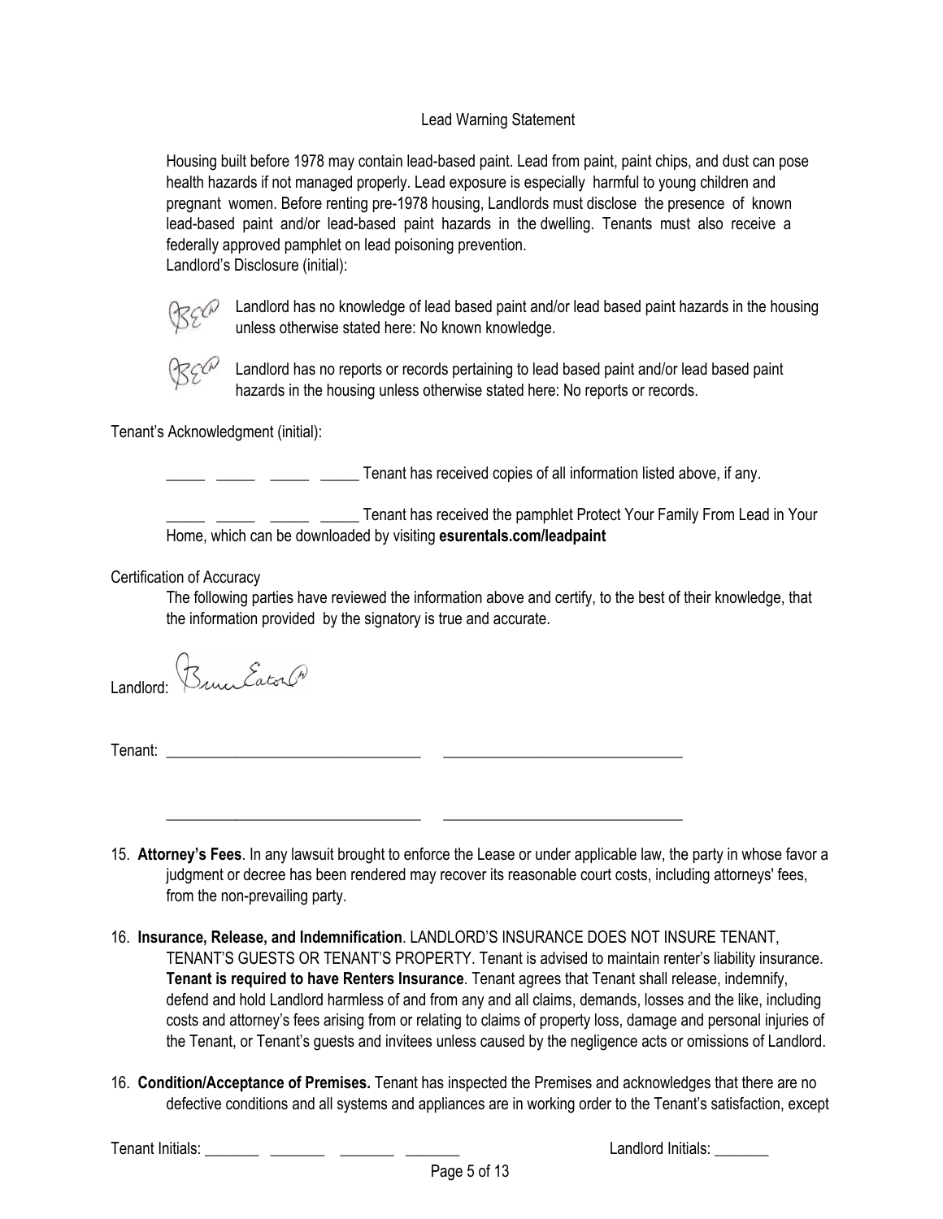## Lead Warning Statement

Housing built before 1978 may contain lead-based paint. Lead from paint, paint chips, and dust can pose health hazards if not managed properly. Lead exposure is especially harmful to young children and pregnant women. Before renting pre-1978 housing, Landlords must disclose the presence of known lead-based paint and/or lead-based paint hazards in the dwelling. Tenants must also receive a federally approved pamphlet on lead poisoning prevention.

Landlord's Disclosure (initial):

BE Landlord has no knowledge of lead based paint and/or lead based paint hazards in the housing unless otherwise stated here: No known knowledge.

BE Landlord has no reports or records pertaining to lead based paint and/or lead based paint hazards in the housing unless otherwise stated here: No reports or records.

Tenant's Acknowledgment (initial):

_____ _____ _____ _____ Tenant has received copies of all information listed above, if any.

_____ _____ _____ _____ Tenant has received the pamphlet Protect Your Family From Lead in Your Home, which can be downloaded by visiting **esurentals.com/leadpaint**

Certification of Accuracy

The following parties have reviewed the information above and certify, to the best of their knowledge, that the information provided by the signatory is true and accurate.

Landlord: Bruce Eaton

Tenant: _______________________________ _______________________________

_______________________________ _______________________________

15. **Attorney's Fees**. In any lawsuit brought to enforce the Lease or under applicable law, the party in whose favor a judgment or decree has been rendered may recover its reasonable court costs, including attorneys' fees, from the non-prevailing party.

16. **Insurance, Release, and Indemnification**. LANDLORD'S INSURANCE DOES NOT INSURE TENANT, TENANT'S GUESTS OR TENANT'S PROPERTY. Tenant is advised to maintain renter's liability insurance. **Tenant is required to have Renters Insurance**. Tenant agrees that Tenant shall release, indemnify, defend and hold Landlord harmless of and from any and all claims, demands, losses and the like, including costs and attorney's fees arising from or relating to claims of property loss, damage and personal injuries of the Tenant, or Tenant's guests and invitees unless caused by the negligence acts or omissions of Landlord.

16. **Condition/Acceptance of Premises.** Tenant has inspected the Premises and acknowledges that there are no defective conditions and all systems and appliances are in working order to the Tenant's satisfaction, except

Tenant Initials: _______ _______ _______ _______ Landlord Initials: _______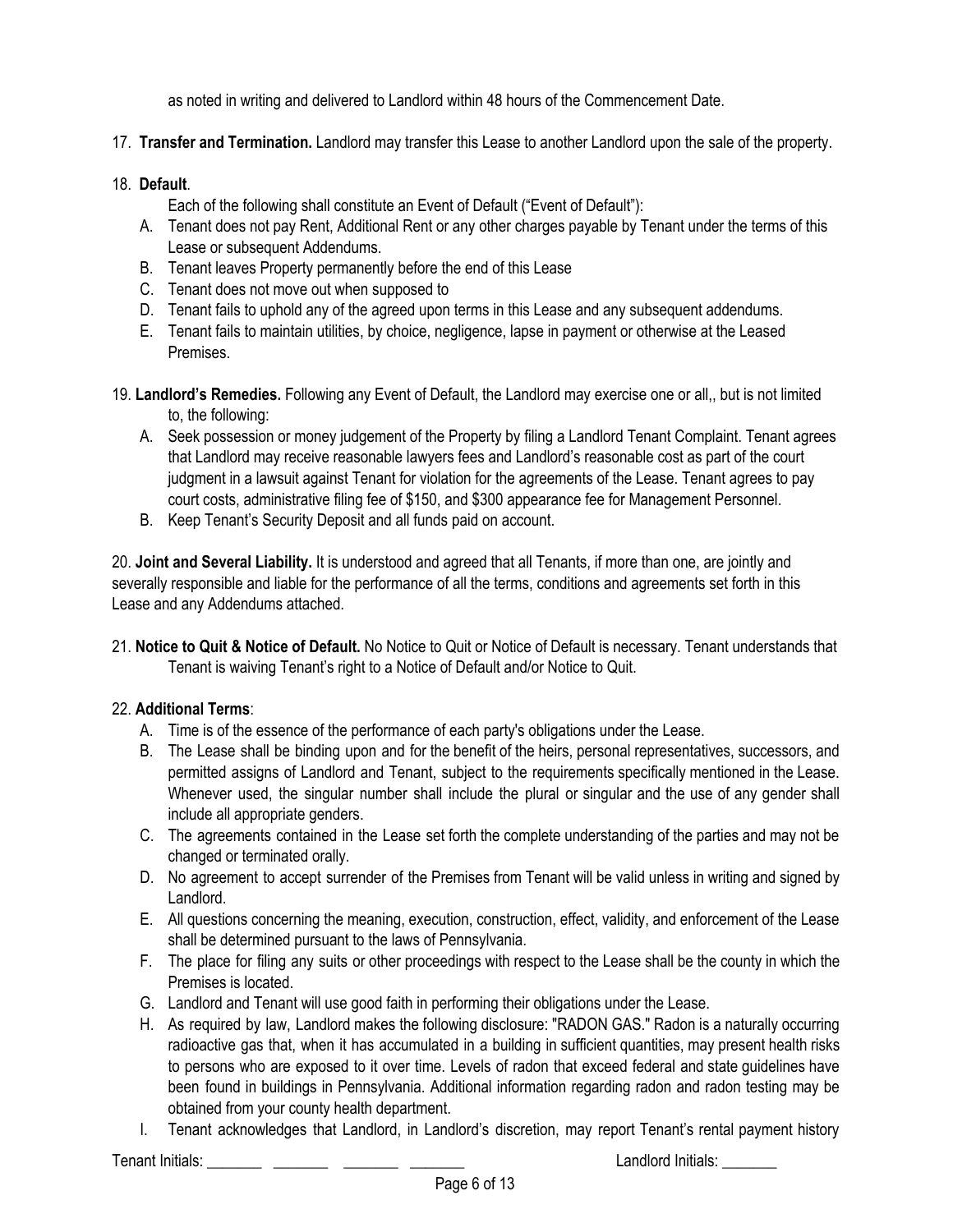as noted in writing and delivered to Landlord within 48 hours of the Commencement Date.

17. **Transfer and Termination.** Landlord may transfer this Lease to another Landlord upon the sale of the property.

18. **Default**.

    Each of the following shall constitute an Event of Default ("Event of Default"):

    A. Tenant does not pay Rent, Additional Rent or any other charges payable by Tenant under the terms of this Lease or subsequent Addendums.
    B. Tenant leaves Property permanently before the end of this Lease
    C. Tenant does not move out when supposed to
    D. Tenant fails to uphold any of the agreed upon terms in this Lease and any subsequent addendums.
    E. Tenant fails to maintain utilities, by choice, negligence, lapse in payment or otherwise at the Leased Premises.

19. **Landlord's Remedies.** Following any Event of Default, the Landlord may exercise one or all,, but is not limited to, the following:

    A. Seek possession or money judgement of the Property by filing a Landlord Tenant Complaint. Tenant agrees that Landlord may receive reasonable lawyers fees and Landlord's reasonable cost as part of the court judgment in a lawsuit against Tenant for violation for the agreements of the Lease. Tenant agrees to pay court costs, administrative filing fee of $150, and $300 appearance fee for Management Personnel.
    B. Keep Tenant's Security Deposit and all funds paid on account.

20. **Joint and Several Liability.** It is understood and agreed that all Tenants, if more than one, are jointly and severally responsible and liable for the performance of all the terms, conditions and agreements set forth in this Lease and any Addendums attached.

21. **Notice to Quit & Notice of Default.** No Notice to Quit or Notice of Default is necessary. Tenant understands that Tenant is waiving Tenant's right to a Notice of Default and/or Notice to Quit.

22. **Additional Terms**:

    A. Time is of the essence of the performance of each party's obligations under the Lease.
    B. The Lease shall be binding upon and for the benefit of the heirs, personal representatives, successors, and permitted assigns of Landlord and Tenant, subject to the requirements specifically mentioned in the Lease. Whenever used, the singular number shall include the plural or singular and the use of any gender shall include all appropriate genders.
    C. The agreements contained in the Lease set forth the complete understanding of the parties and may not be changed or terminated orally.
    D. No agreement to accept surrender of the Premises from Tenant will be valid unless in writing and signed by Landlord.
    E. All questions concerning the meaning, execution, construction, effect, validity, and enforcement of the Lease shall be determined pursuant to the laws of Pennsylvania.
    F. The place for filing any suits or other proceedings with respect to the Lease shall be the county in which the Premises is located.
    G. Landlord and Tenant will use good faith in performing their obligations under the Lease.
    H. As required by law, Landlord makes the following disclosure: "RADON GAS." Radon is a naturally occurring radioactive gas that, when it has accumulated in a building in sufficient quantities, may present health risks to persons who are exposed to it over time. Levels of radon that exceed federal and state guidelines have been found in buildings in Pennsylvania. Additional information regarding radon and radon testing may be obtained from your county health department.
    I. Tenant acknowledges that Landlord, in Landlord's discretion, may report Tenant's rental payment history

Tenant Initials: _______ _______ _______ _______ Landlord Initials: _______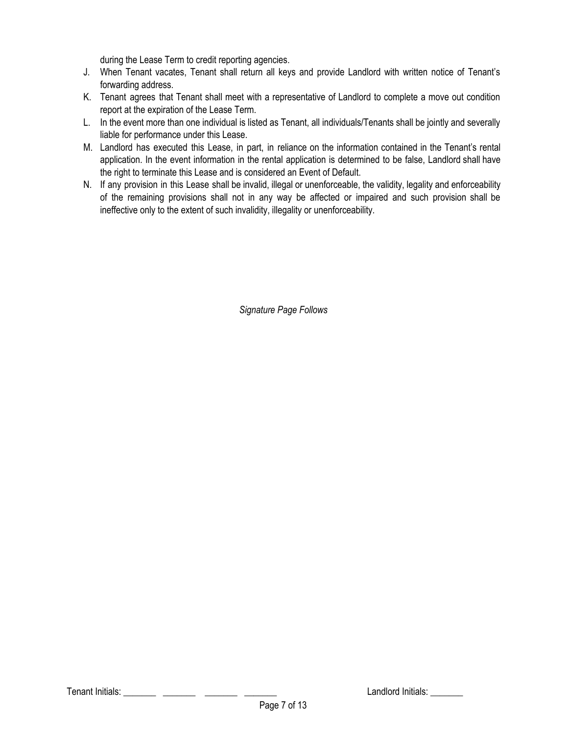during the Lease Term to credit reporting agencies.

J. When Tenant vacates, Tenant shall return all keys and provide Landlord with written notice of Tenant's forwarding address.
K. Tenant agrees that Tenant shall meet with a representative of Landlord to complete a move out condition report at the expiration of the Lease Term.
L. In the event more than one individual is listed as Tenant, all individuals/Tenants shall be jointly and severally liable for performance under this Lease.
M. Landlord has executed this Lease, in part, in reliance on the information contained in the Tenant's rental application. In the event information in the rental application is determined to be false, Landlord shall have the right to terminate this Lease and is considered an Event of Default.
N. If any provision in this Lease shall be invalid, illegal or unenforceable, the validity, legality and enforceability of the remaining provisions shall not in any way be affected or impaired and such provision shall be ineffective only to the extent of such invalidity, illegality or unenforceability.

*Signature Page Follows*

Tenant Initials: _______ _______ _______ _______ Landlord Initials: _______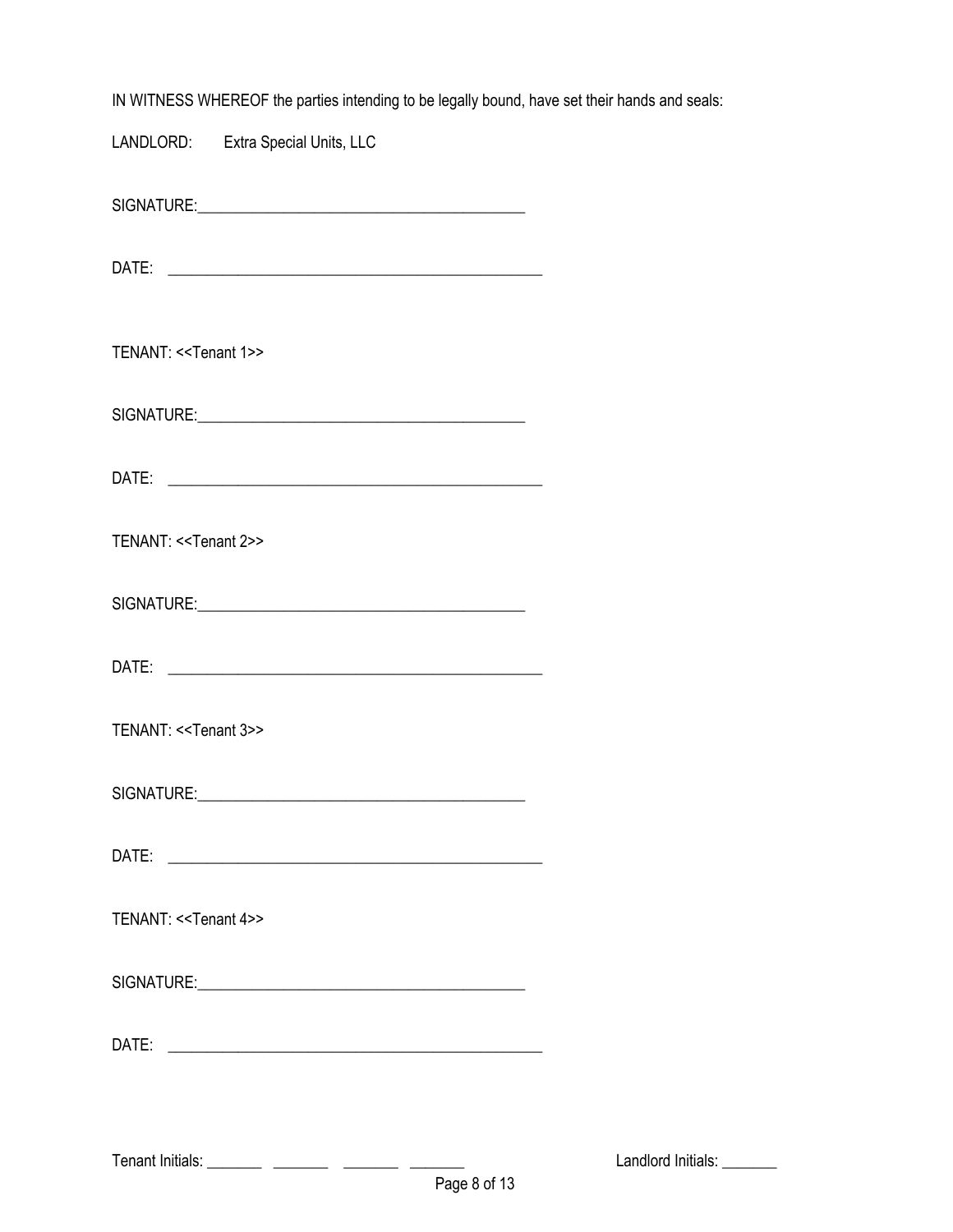IN WITNESS WHEREOF the parties intending to be legally bound, have set their hands and seals:

LANDLORD: Extra Special Units, LLC

SIGNATURE:_______________________________________

DATE: _______________________________________________

TENANT: <<Tenant 1>>

SIGNATURE:_______________________________________

DATE: _______________________________________________

TENANT: <<Tenant 2>>

SIGNATURE:_______________________________________

DATE: _______________________________________________

TENANT: <<Tenant 3>>

SIGNATURE:_______________________________________

DATE: _______________________________________________

TENANT: <<Tenant 4>>

SIGNATURE:_______________________________________

DATE: _______________________________________________

Tenant Initials: _______ _______ _______ _______ Landlord Initials: _______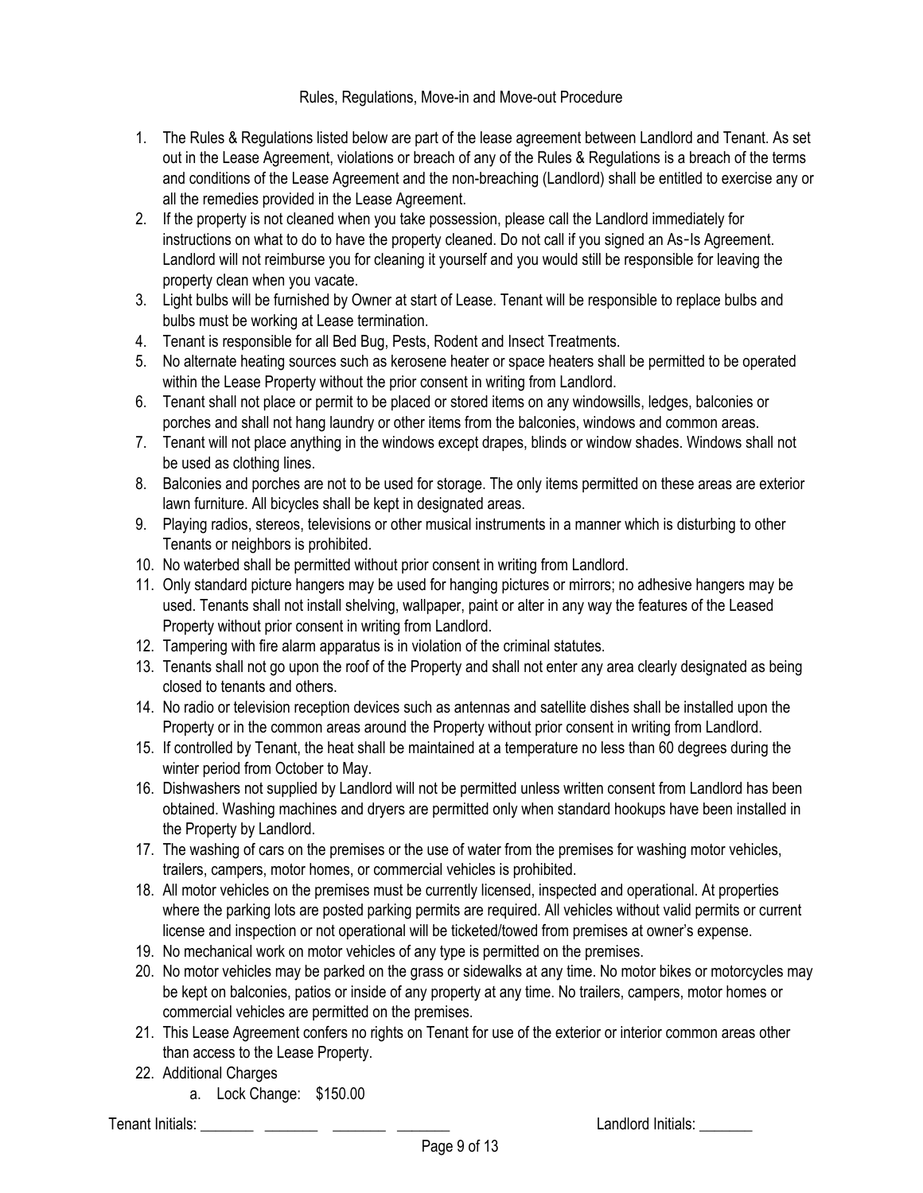Rules, Regulations, Move-in and Move-out Procedure

1. The Rules & Regulations listed below are part of the lease agreement between Landlord and Tenant. As set out in the Lease Agreement, violations or breach of any of the Rules & Regulations is a breach of the terms and conditions of the Lease Agreement and the non-breaching (Landlord) shall be entitled to exercise any or all the remedies provided in the Lease Agreement.
2. If the property is not cleaned when you take possession, please call the Landlord immediately for instructions on what to do to have the property cleaned. Do not call if you signed an As-Is Agreement. Landlord will not reimburse you for cleaning it yourself and you would still be responsible for leaving the property clean when you vacate.
3. Light bulbs will be furnished by Owner at start of Lease. Tenant will be responsible to replace bulbs and bulbs must be working at Lease termination.
4. Tenant is responsible for all Bed Bug, Pests, Rodent and Insect Treatments.
5. No alternate heating sources such as kerosene heater or space heaters shall be permitted to be operated within the Lease Property without the prior consent in writing from Landlord.
6. Tenant shall not place or permit to be placed or stored items on any windowsills, ledges, balconies or porches and shall not hang laundry or other items from the balconies, windows and common areas.
7. Tenant will not place anything in the windows except drapes, blinds or window shades. Windows shall not be used as clothing lines.
8. Balconies and porches are not to be used for storage. The only items permitted on these areas are exterior lawn furniture. All bicycles shall be kept in designated areas.
9. Playing radios, stereos, televisions or other musical instruments in a manner which is disturbing to other Tenants or neighbors is prohibited.
10. No waterbed shall be permitted without prior consent in writing from Landlord.
11. Only standard picture hangers may be used for hanging pictures or mirrors; no adhesive hangers may be used. Tenants shall not install shelving, wallpaper, paint or alter in any way the features of the Leased Property without prior consent in writing from Landlord.
12. Tampering with fire alarm apparatus is in violation of the criminal statutes.
13. Tenants shall not go upon the roof of the Property and shall not enter any area clearly designated as being closed to tenants and others.
14. No radio or television reception devices such as antennas and satellite dishes shall be installed upon the Property or in the common areas around the Property without prior consent in writing from Landlord.
15. If controlled by Tenant, the heat shall be maintained at a temperature no less than 60 degrees during the winter period from October to May.
16. Dishwashers not supplied by Landlord will not be permitted unless written consent from Landlord has been obtained. Washing machines and dryers are permitted only when standard hookups have been installed in the Property by Landlord.
17. The washing of cars on the premises or the use of water from the premises for washing motor vehicles, trailers, campers, motor homes, or commercial vehicles is prohibited.
18. All motor vehicles on the premises must be currently licensed, inspected and operational. At properties where the parking lots are posted parking permits are required. All vehicles without valid permits or current license and inspection or not operational will be ticketed/towed from premises at owner's expense.
19. No mechanical work on motor vehicles of any type is permitted on the premises.
20. No motor vehicles may be parked on the grass or sidewalks at any time. No motor bikes or motorcycles may be kept on balconies, patios or inside of any property at any time. No trailers, campers, motor homes or commercial vehicles are permitted on the premises.
21. This Lease Agreement confers no rights on Tenant for use of the exterior or interior common areas other than access to the Lease Property.
22. Additional Charges
    a. Lock Change: $150.00

Tenant Initials: _______ _______ _______ _______ Landlord Initials: _______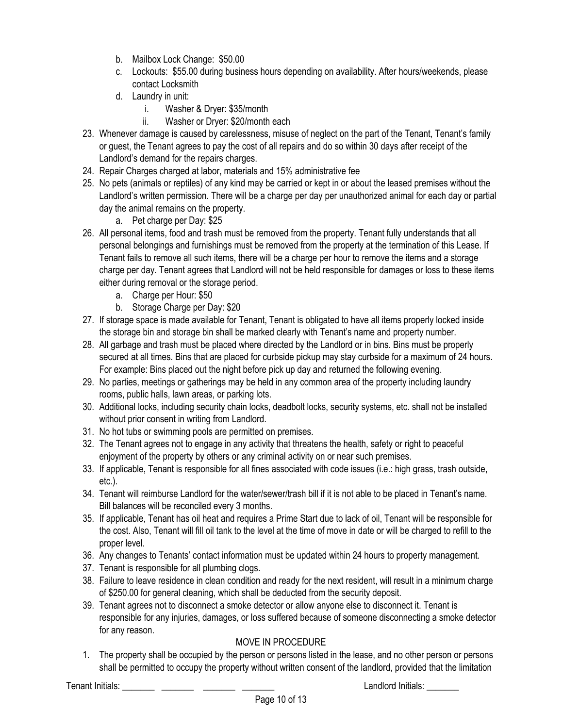b. Mailbox Lock Change: $50.00
   c. Lockouts: $55.00 during business hours depending on availability. After hours/weekends, please contact Locksmith
   d. Laundry in unit:
      i. Washer & Dryer: $35/month
      ii. Washer or Dryer: $20/month each

23. Whenever damage is caused by carelessness, misuse of neglect on the part of the Tenant, Tenant's family or guest, the Tenant agrees to pay the cost of all repairs and do so within 30 days after receipt of the Landlord's demand for the repairs charges.
24. Repair Charges charged at labor, materials and 15% administrative fee
25. No pets (animals or reptiles) of any kind may be carried or kept in or about the leased premises without the Landlord's written permission. There will be a charge per day per unauthorized animal for each day or partial day the animal remains on the property.
    a. Pet charge per Day: $25
26. All personal items, food and trash must be removed from the property. Tenant fully understands that all personal belongings and furnishings must be removed from the property at the termination of this Lease. If Tenant fails to remove all such items, there will be a charge per hour to remove the items and a storage charge per day. Tenant agrees that Landlord will not be held responsible for damages or loss to these items either during removal or the storage period.
    a. Charge per Hour: $50
    b. Storage Charge per Day: $20
27. If storage space is made available for Tenant, Tenant is obligated to have all items properly locked inside the storage bin and storage bin shall be marked clearly with Tenant's name and property number.
28. All garbage and trash must be placed where directed by the Landlord or in bins. Bins must be properly secured at all times. Bins that are placed for curbside pickup may stay curbside for a maximum of 24 hours. For example: Bins placed out the night before pick up day and returned the following evening.
29. No parties, meetings or gatherings may be held in any common area of the property including laundry rooms, public halls, lawn areas, or parking lots.
30. Additional locks, including security chain locks, deadbolt locks, security systems, etc. shall not be installed without prior consent in writing from Landlord.
31. No hot tubs or swimming pools are permitted on premises.
32. The Tenant agrees not to engage in any activity that threatens the health, safety or right to peaceful enjoyment of the property by others or any criminal activity on or near such premises.
33. If applicable, Tenant is responsible for all fines associated with code issues (i.e.: high grass, trash outside, etc.).
34. Tenant will reimburse Landlord for the water/sewer/trash bill if it is not able to be placed in Tenant's name. Bill balances will be reconciled every 3 months.
35. If applicable, Tenant has oil heat and requires a Prime Start due to lack of oil, Tenant will be responsible for the cost. Also, Tenant will fill oil tank to the level at the time of move in date or will be charged to refill to the proper level.
36. Any changes to Tenants' contact information must be updated within 24 hours to property management.
37. Tenant is responsible for all plumbing clogs.
38. Failure to leave residence in clean condition and ready for the next resident, will result in a minimum charge of $250.00 for general cleaning, which shall be deducted from the security deposit.
39. Tenant agrees not to disconnect a smoke detector or allow anyone else to disconnect it. Tenant is responsible for any injuries, damages, or loss suffered because of someone disconnecting a smoke detector for any reason.

## MOVE IN PROCEDURE

1. The property shall be occupied by the person or persons listed in the lease, and no other person or persons shall be permitted to occupy the property without written consent of the landlord, provided that the limitation

Tenant Initials: _______ _______ _______ _______ Landlord Initials: _______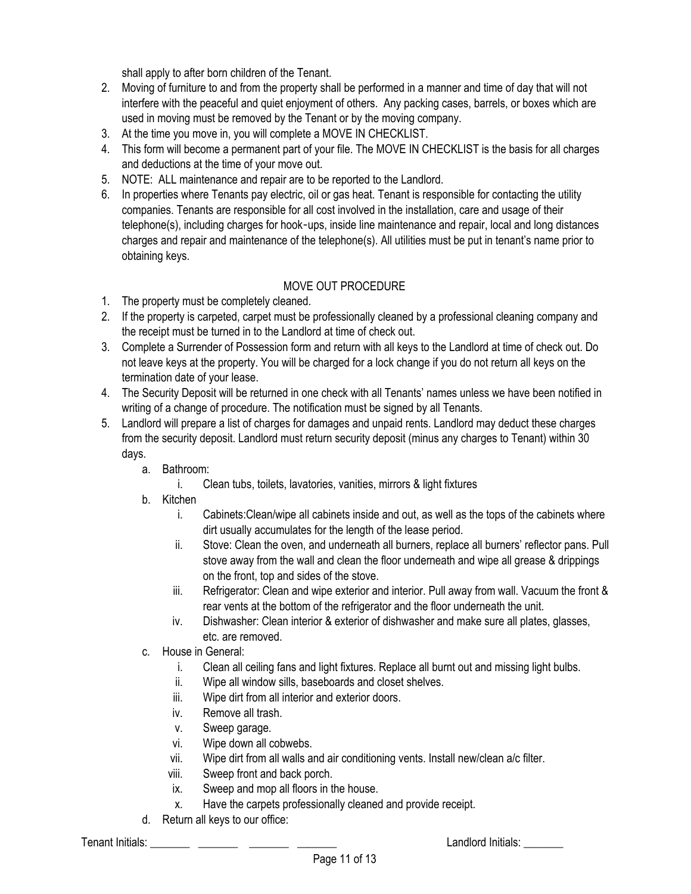shall apply to after born children of the Tenant.

2. Moving of furniture to and from the property shall be performed in a manner and time of day that will not interfere with the peaceful and quiet enjoyment of others. Any packing cases, barrels, or boxes which are used in moving must be removed by the Tenant or by the moving company.
3. At the time you move in, you will complete a MOVE IN CHECKLIST.
4. This form will become a permanent part of your file. The MOVE IN CHECKLIST is the basis for all charges and deductions at the time of your move out.
5. NOTE: ALL maintenance and repair are to be reported to the Landlord.
6. In properties where Tenants pay electric, oil or gas heat. Tenant is responsible for contacting the utility companies. Tenants are responsible for all cost involved in the installation, care and usage of their telephone(s), including charges for hook-ups, inside line maintenance and repair, local and long distances charges and repair and maintenance of the telephone(s). All utilities must be put in tenant's name prior to obtaining keys.

MOVE OUT PROCEDURE

1. The property must be completely cleaned.
2. If the property is carpeted, carpet must be professionally cleaned by a professional cleaning company and the receipt must be turned in to the Landlord at time of check out.
3. Complete a Surrender of Possession form and return with all keys to the Landlord at time of check out. Do not leave keys at the property. You will be charged for a lock change if you do not return all keys on the termination date of your lease.
4. The Security Deposit will be returned in one check with all Tenants' names unless we have been notified in writing of a change of procedure. The notification must be signed by all Tenants.
5. Landlord will prepare a list of charges for damages and unpaid rents. Landlord may deduct these charges from the security deposit. Landlord must return security deposit (minus any charges to Tenant) within 30 days.
   a. Bathroom:
      i. Clean tubs, toilets, lavatories, vanities, mirrors & light fixtures
   b. Kitchen
      i. Cabinets:Clean/wipe all cabinets inside and out, as well as the tops of the cabinets where dirt usually accumulates for the length of the lease period.
      ii. Stove: Clean the oven, and underneath all burners, replace all burners' reflector pans. Pull stove away from the wall and clean the floor underneath and wipe all grease & drippings on the front, top and sides of the stove.
      iii. Refrigerator: Clean and wipe exterior and interior. Pull away from wall. Vacuum the front & rear vents at the bottom of the refrigerator and the floor underneath the unit.
      iv. Dishwasher: Clean interior & exterior of dishwasher and make sure all plates, glasses, etc. are removed.
   c. House in General:
      i. Clean all ceiling fans and light fixtures. Replace all burnt out and missing light bulbs.
      ii. Wipe all window sills, baseboards and closet shelves.
      iii. Wipe dirt from all interior and exterior doors.
      iv. Remove all trash.
      v. Sweep garage.
      vi. Wipe down all cobwebs.
      vii. Wipe dirt from all walls and air conditioning vents. Install new/clean a/c filter.
      viii. Sweep front and back porch.
      ix. Sweep and mop all floors in the house.
      x. Have the carpets professionally cleaned and provide receipt.
   d. Return all keys to our office:

Tenant Initials: _______ _______ _______ _______ Landlord Initials: _______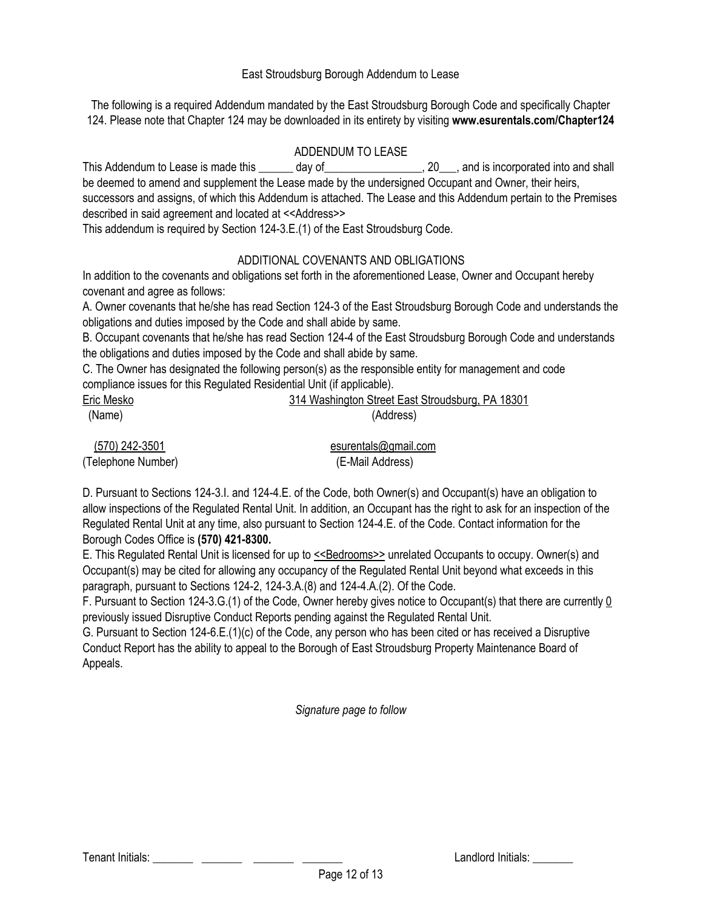East Stroudsburg Borough Addendum to Lease

The following is a required Addendum mandated by the East Stroudsburg Borough Code and specifically Chapter 124. Please note that Chapter 124 may be downloaded in its entirety by visiting **www.esurentals.com/Chapter124**

## ADDENDUM TO LEASE

This Addendum to Lease is made this ______ day of_________________, 20___, and is incorporated into and shall be deemed to amend and supplement the Lease made by the undersigned Occupant and Owner, their heirs, successors and assigns, of which this Addendum is attached. The Lease and this Addendum pertain to the Premises described in said agreement and located at <<Address>>

This addendum is required by Section 124-3.E.(1) of the East Stroudsburg Code.

## ADDITIONAL COVENANTS AND OBLIGATIONS

In addition to the covenants and obligations set forth in the aforementioned Lease, Owner and Occupant hereby covenant and agree as follows:

A. Owner covenants that he/she has read Section 124-3 of the East Stroudsburg Borough Code and understands the obligations and duties imposed by the Code and shall abide by same.

B. Occupant covenants that he/she has read Section 124-4 of the East Stroudsburg Borough Code and understands the obligations and duties imposed by the Code and shall abide by same.

C. The Owner has designated the following person(s) as the responsible entity for management and code compliance issues for this Regulated Residential Unit (if applicable).

Eric Mesko (Name)

314 Washington Street East Stroudsburg, PA 18301 (Address)

(570) 242-3501 (Telephone Number)

esurentals@gmail.com (E-Mail Address)

D. Pursuant to Sections 124-3.I. and 124-4.E. of the Code, both Owner(s) and Occupant(s) have an obligation to allow inspections of the Regulated Rental Unit. In addition, an Occupant has the right to ask for an inspection of the Regulated Rental Unit at any time, also pursuant to Section 124-4.E. of the Code. Contact information for the Borough Codes Office is **(570) 421-8300.**

E. This Regulated Rental Unit is licensed for up to <<Bedrooms>> unrelated Occupants to occupy. Owner(s) and Occupant(s) may be cited for allowing any occupancy of the Regulated Rental Unit beyond what exceeds in this paragraph, pursuant to Sections 124-2, 124-3.A.(8) and 124-4.A.(2). Of the Code.

F. Pursuant to Section 124-3.G.(1) of the Code, Owner hereby gives notice to Occupant(s) that there are currently 0 previously issued Disruptive Conduct Reports pending against the Regulated Rental Unit.

G. Pursuant to Section 124-6.E.(1)(c) of the Code, any person who has been cited or has received a Disruptive Conduct Report has the ability to appeal to the Borough of East Stroudsburg Property Maintenance Board of Appeals.

*Signature page to follow*

Tenant Initials: _______ _______ _______ _______ Landlord Initials: _______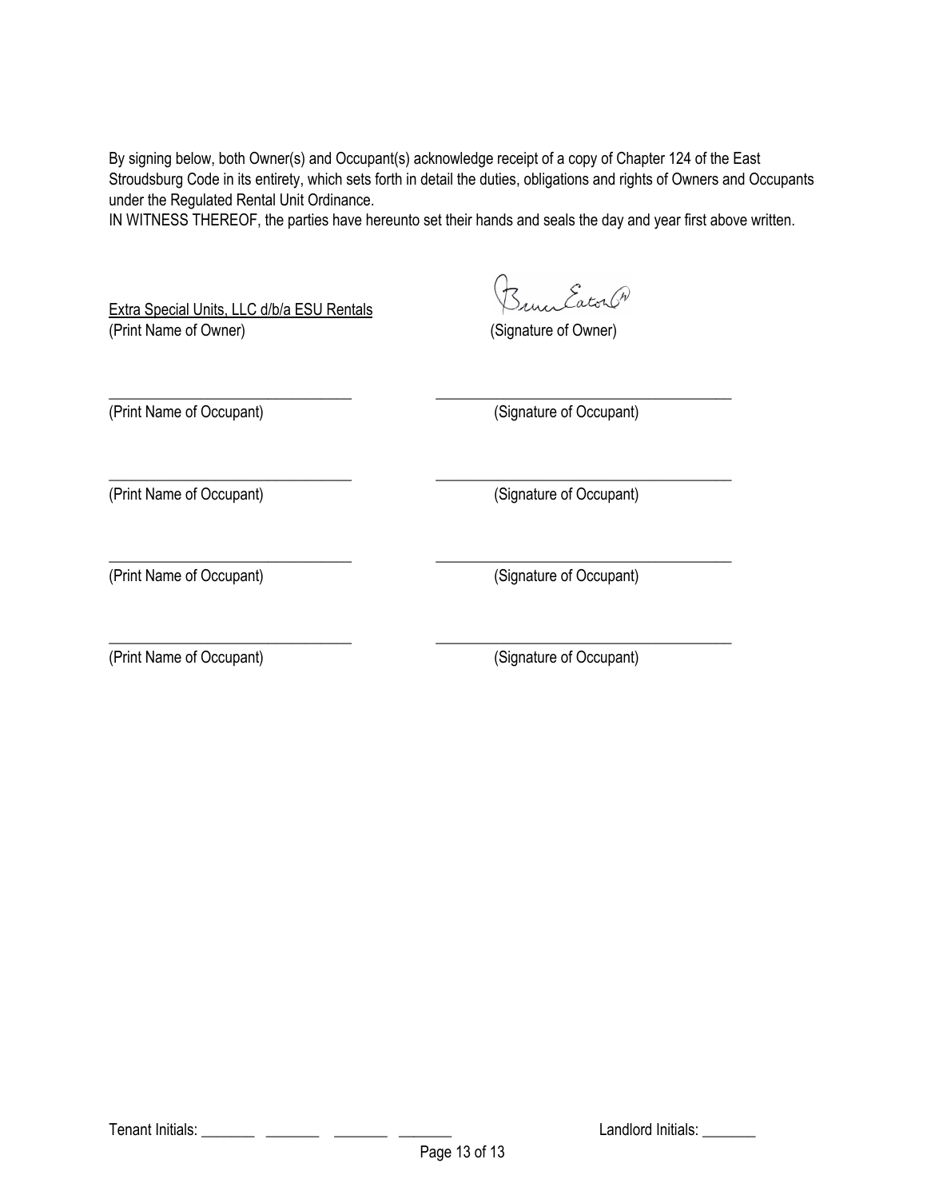By signing below, both Owner(s) and Occupant(s) acknowledge receipt of a copy of Chapter 124 of the East Stroudsburg Code in its entirety, which sets forth in detail the duties, obligations and rights of Owners and Occupants under the Regulated Rental Unit Ordinance.

IN WITNESS THEREOF, the parties have hereunto set their hands and seals the day and year first above written.

| | |
|---|---|
| Extra Special Units, LLC d/b/a ESU Rentals | Brian Eaton |
| (Print Name of Owner) | (Signature of Owner) |
| ______________________________ | ______________________________ |
| (Print Name of Occupant) | (Signature of Occupant) |
| ______________________________ | ______________________________ |
| (Print Name of Occupant) | (Signature of Occupant) |
| ______________________________ | ______________________________ |
| (Print Name of Occupant) | (Signature of Occupant) |
| ______________________________ | ______________________________ |
| (Print Name of Occupant) | (Signature of Occupant) |

Tenant Initials: _______ _______ _______ _______ Landlord Initials: _______